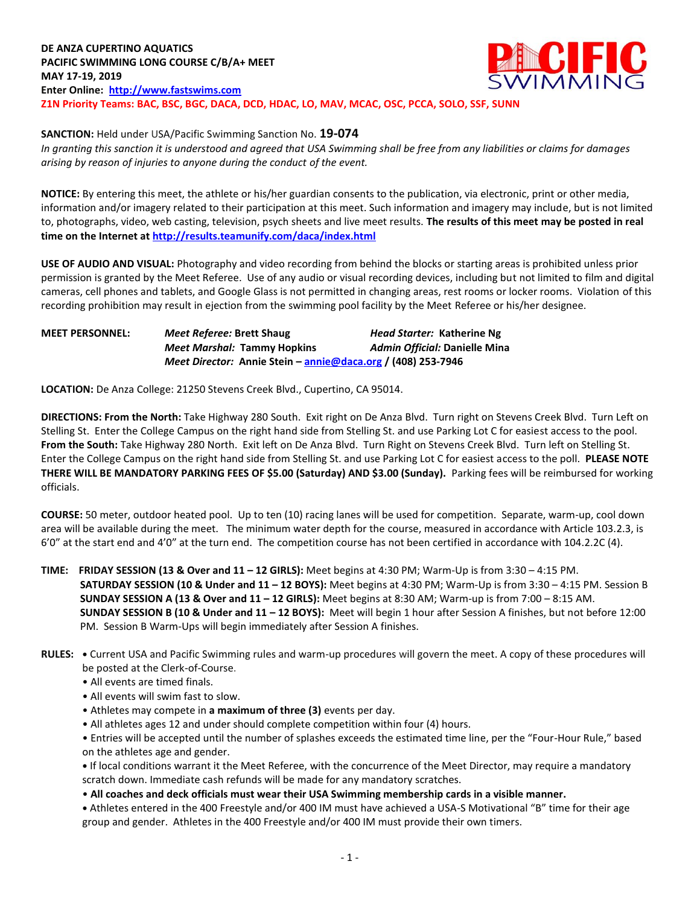**DE ANZA CUPERTINO AQUATICS**
**PACIFIC SWIMMING LONG COURSE C/B/A+ MEET**
**MAY 17-19, 2019**
**Enter Online: http://www.fastswims.com**
**Z1N Priority Teams: BAC, BSC, BGC, DACA, DCD, HDAC, LO, MAV, MCAC, OSC, PCCA, SOLO, SSF, SUNN**

**SANCTION:** Held under USA/Pacific Swimming Sanction No. **19-074**
*In granting this sanction it is understood and agreed that USA Swimming shall be free from any liabilities or claims for damages arising by reason of injuries to anyone during the conduct of the event.*

**NOTICE:** By entering this meet, the athlete or his/her guardian consents to the publication, via electronic, print or other media, information and/or imagery related to their participation at this meet. Such information and imagery may include, but is not limited to, photographs, video, web casting, television, psych sheets and live meet results. **The results of this meet may be posted in real time on the Internet at http://results.teamunify.com/daca/index.html**

**USE OF AUDIO AND VISUAL:** Photography and video recording from behind the blocks or starting areas is prohibited unless prior permission is granted by the Meet Referee. Use of any audio or visual recording devices, including but not limited to film and digital cameras, cell phones and tablets, and Google Glass is not permitted in changing areas, rest rooms or locker rooms. Violation of this recording prohibition may result in ejection from the swimming pool facility by the Meet Referee or his/her designee.

**MEET PERSONNEL:**
*Meet Referee:* **Brett Shaug** — *Head Starter:* **Katherine Ng**
*Meet Marshal:* **Tammy Hopkins** — *Admin Official:* **Danielle Mina**
*Meet Director:* **Annie Stein – annie@daca.org / (408) 253-7946**

**LOCATION:** De Anza College: 21250 Stevens Creek Blvd., Cupertino, CA 95014.

**DIRECTIONS: From the North:** Take Highway 280 South. Exit right on De Anza Blvd. Turn right on Stevens Creek Blvd. Turn Left on Stelling St. Enter the College Campus on the right hand side from Stelling St. and use Parking Lot C for easiest access to the pool. **From the South:** Take Highway 280 North. Exit left on De Anza Blvd. Turn Right on Stevens Creek Blvd. Turn left on Stelling St. Enter the College Campus on the right hand side from Stelling St. and use Parking Lot C for easiest access to the poll. **PLEASE NOTE THERE WILL BE MANDATORY PARKING FEES OF $5.00 (Saturday) AND $3.00 (Sunday).** Parking fees will be reimbursed for working officials.

**COURSE:** 50 meter, outdoor heated pool. Up to ten (10) racing lanes will be used for competition. Separate, warm-up, cool down area will be available during the meet. The minimum water depth for the course, measured in accordance with Article 103.2.3, is 6'0" at the start end and 4'0" at the turn end. The competition course has not been certified in accordance with 104.2.2C (4).

**TIME:**
- **FRIDAY SESSION (13 & Over and 11 – 12 GIRLS):** Meet begins at 4:30 PM; Warm-Up is from 3:30 – 4:15 PM.
- **SATURDAY SESSION (10 & Under and 11 – 12 BOYS):** Meet begins at 4:30 PM; Warm-Up is from 3:30 – 4:15 PM. Session B
- **SUNDAY SESSION A (13 & Over and 11 – 12 GIRLS):** Meet begins at 8:30 AM; Warm-up is from 7:00 – 8:15 AM.
- **SUNDAY SESSION B (10 & Under and 11 – 12 BOYS):** Meet will begin 1 hour after Session A finishes, but not before 12:00 PM. Session B Warm-Ups will begin immediately after Session A finishes.

**RULES:**
- Current USA and Pacific Swimming rules and warm-up procedures will govern the meet. A copy of these procedures will be posted at the Clerk-of-Course.
- All events are timed finals.
- All events will swim fast to slow.
- Athletes may compete in **a maximum of three (3)** events per day.
- All athletes ages 12 and under should complete competition within four (4) hours.
- Entries will be accepted until the number of splashes exceeds the estimated time line, per the "Four-Hour Rule," based on the athletes age and gender.
- If local conditions warrant it the Meet Referee, with the concurrence of the Meet Director, may require a mandatory scratch down. Immediate cash refunds will be made for any mandatory scratches.
- **All coaches and deck officials must wear their USA Swimming membership cards in a visible manner.**
- Athletes entered in the 400 Freestyle and/or 400 IM must have achieved a USA-S Motivational "B" time for their age group and gender. Athletes in the 400 Freestyle and/or 400 IM must provide their own timers.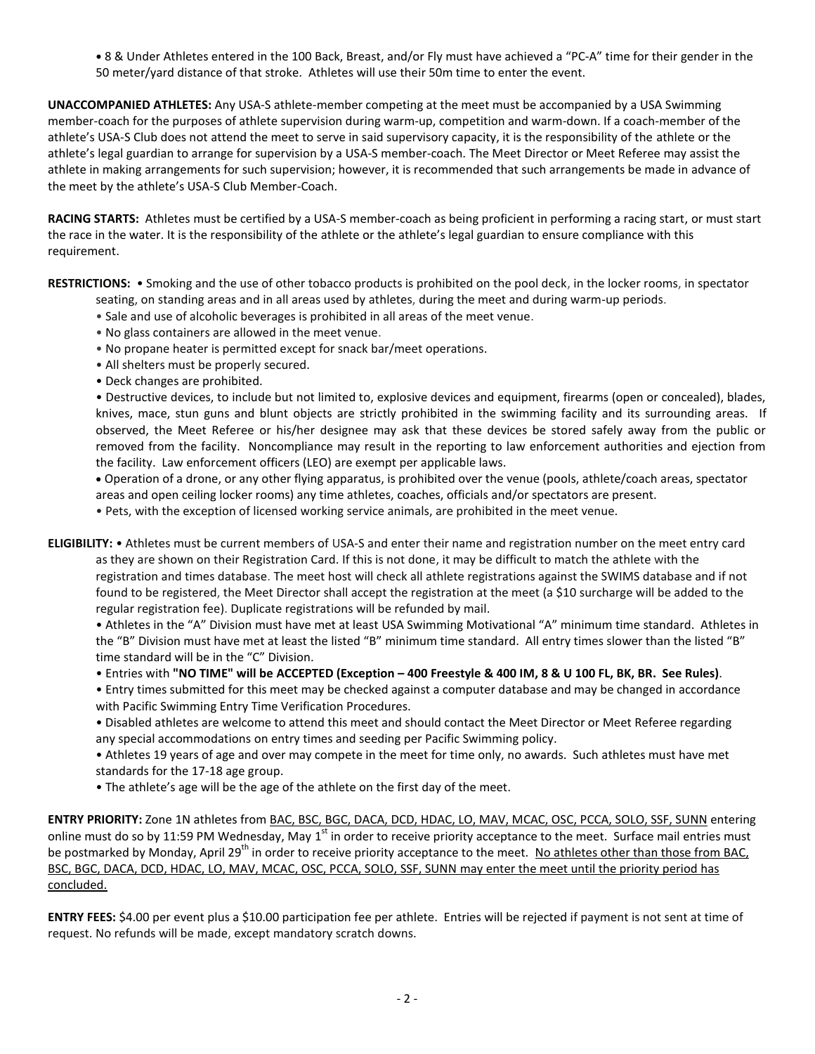• 8 & Under Athletes entered in the 100 Back, Breast, and/or Fly must have achieved a "PC-A" time for their gender in the 50 meter/yard distance of that stroke. Athletes will use their 50m time to enter the event.

**UNACCOMPANIED ATHLETES:** Any USA-S athlete-member competing at the meet must be accompanied by a USA Swimming member-coach for the purposes of athlete supervision during warm-up, competition and warm-down. If a coach-member of the athlete's USA-S Club does not attend the meet to serve in said supervisory capacity, it is the responsibility of the athlete or the athlete's legal guardian to arrange for supervision by a USA-S member-coach. The Meet Director or Meet Referee may assist the athlete in making arrangements for such supervision; however, it is recommended that such arrangements be made in advance of the meet by the athlete's USA-S Club Member-Coach.

**RACING STARTS:** Athletes must be certified by a USA-S member-coach as being proficient in performing a racing start, or must start the race in the water. It is the responsibility of the athlete or the athlete's legal guardian to ensure compliance with this requirement.

**RESTRICTIONS:**
- Smoking and the use of other tobacco products is prohibited on the pool deck, in the locker rooms, in spectator seating, on standing areas and in all areas used by athletes, during the meet and during warm-up periods.
- Sale and use of alcoholic beverages is prohibited in all areas of the meet venue.
- No glass containers are allowed in the meet venue.
- No propane heater is permitted except for snack bar/meet operations.
- All shelters must be properly secured.
- Deck changes are prohibited.
- Destructive devices, to include but not limited to, explosive devices and equipment, firearms (open or concealed), blades, knives, mace, stun guns and blunt objects are strictly prohibited in the swimming facility and its surrounding areas. If observed, the Meet Referee or his/her designee may ask that these devices be stored safely away from the public or removed from the facility. Noncompliance may result in the reporting to law enforcement authorities and ejection from the facility. Law enforcement officers (LEO) are exempt per applicable laws.
- Operation of a drone, or any other flying apparatus, is prohibited over the venue (pools, athlete/coach areas, spectator areas and open ceiling locker rooms) any time athletes, coaches, officials and/or spectators are present.
- Pets, with the exception of licensed working service animals, are prohibited in the meet venue.

**ELIGIBILITY:**
- Athletes must be current members of USA-S and enter their name and registration number on the meet entry card as they are shown on their Registration Card. If this is not done, it may be difficult to match the athlete with the registration and times database. The meet host will check all athlete registrations against the SWIMS database and if not found to be registered, the Meet Director shall accept the registration at the meet (a $10 surcharge will be added to the regular registration fee). Duplicate registrations will be refunded by mail.
- Athletes in the "A" Division must have met at least USA Swimming Motivational "A" minimum time standard. Athletes in the "B" Division must have met at least the listed "B" minimum time standard. All entry times slower than the listed "B" time standard will be in the "C" Division.
- Entries with **"NO TIME" will be ACCEPTED (Exception – 400 Freestyle & 400 IM, 8 & U 100 FL, BK, BR. See Rules)**.
- Entry times submitted for this meet may be checked against a computer database and may be changed in accordance with Pacific Swimming Entry Time Verification Procedures.
- Disabled athletes are welcome to attend this meet and should contact the Meet Director or Meet Referee regarding any special accommodations on entry times and seeding per Pacific Swimming policy.
- Athletes 19 years of age and over may compete in the meet for time only, no awards. Such athletes must have met standards for the 17-18 age group.
- The athlete's age will be the age of the athlete on the first day of the meet.

**ENTRY PRIORITY:** Zone 1N athletes from <u>BAC, BSC, BGC, DACA, DCD, HDAC, LO, MAV, MCAC, OSC, PCCA, SOLO, SSF, SUNN</u> entering online must do so by 11:59 PM Wednesday, May 1st in order to receive priority acceptance to the meet. Surface mail entries must be postmarked by Monday, April 29th in order to receive priority acceptance to the meet. <u>No athletes other than those from BAC, BSC, BGC, DACA, DCD, HDAC, LO, MAV, MCAC, OSC, PCCA, SOLO, SSF, SUNN may enter the meet until the priority period has concluded.</u>

**ENTRY FEES:** $4.00 per event plus a $10.00 participation fee per athlete. Entries will be rejected if payment is not sent at time of request. No refunds will be made, except mandatory scratch downs.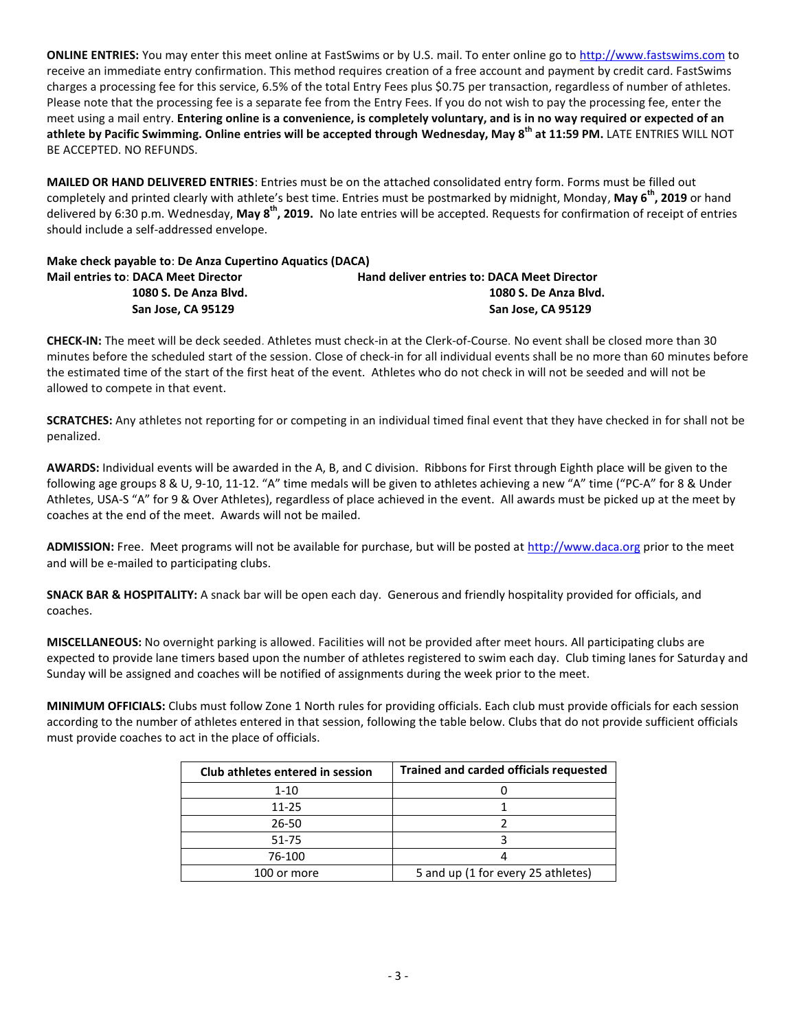**ONLINE ENTRIES:** You may enter this meet online at FastSwims or by U.S. mail. To enter online go to http://www.fastswims.com to receive an immediate entry confirmation. This method requires creation of a free account and payment by credit card. FastSwims charges a processing fee for this service, 6.5% of the total Entry Fees plus $0.75 per transaction, regardless of number of athletes. Please note that the processing fee is a separate fee from the Entry Fees. If you do not wish to pay the processing fee, enter the meet using a mail entry. **Entering online is a convenience, is completely voluntary, and is in no way required or expected of an athlete by Pacific Swimming. Online entries will be accepted through Wednesday, May 8th at 11:59 PM.** LATE ENTRIES WILL NOT BE ACCEPTED. NO REFUNDS.

**MAILED OR HAND DELIVERED ENTRIES**: Entries must be on the attached consolidated entry form. Forms must be filled out completely and printed clearly with athlete's best time. Entries must be postmarked by midnight, Monday, **May 6th, 2019** or hand delivered by 6:30 p.m. Wednesday, **May 8th, 2019.** No late entries will be accepted. Requests for confirmation of receipt of entries should include a self-addressed envelope.

**Make check payable to**: **De Anza Cupertino Aquatics (DACA)**

**Mail entries to**: **DACA Meet Director**
**1080 S. De Anza Blvd.**
**San Jose, CA 95129**

**Hand deliver entries to: DACA Meet Director**
**1080 S. De Anza Blvd.**
**San Jose, CA 95129**

**CHECK-IN:** The meet will be deck seeded. Athletes must check-in at the Clerk-of-Course. No event shall be closed more than 30 minutes before the scheduled start of the session. Close of check-in for all individual events shall be no more than 60 minutes before the estimated time of the start of the first heat of the event. Athletes who do not check in will not be seeded and will not be allowed to compete in that event.

**SCRATCHES:** Any athletes not reporting for or competing in an individual timed final event that they have checked in for shall not be penalized.

**AWARDS:** Individual events will be awarded in the A, B, and C division. Ribbons for First through Eighth place will be given to the following age groups 8 & U, 9-10, 11-12. "A" time medals will be given to athletes achieving a new "A" time ("PC-A" for 8 & Under Athletes, USA-S "A" for 9 & Over Athletes), regardless of place achieved in the event. All awards must be picked up at the meet by coaches at the end of the meet. Awards will not be mailed.

**ADMISSION:** Free. Meet programs will not be available for purchase, but will be posted at http://www.daca.org prior to the meet and will be e-mailed to participating clubs.

**SNACK BAR & HOSPITALITY:** A snack bar will be open each day. Generous and friendly hospitality provided for officials, and coaches.

**MISCELLANEOUS:** No overnight parking is allowed. Facilities will not be provided after meet hours. All participating clubs are expected to provide lane timers based upon the number of athletes registered to swim each day. Club timing lanes for Saturday and Sunday will be assigned and coaches will be notified of assignments during the week prior to the meet.

**MINIMUM OFFICIALS:** Clubs must follow Zone 1 North rules for providing officials. Each club must provide officials for each session according to the number of athletes entered in that session, following the table below. Clubs that do not provide sufficient officials must provide coaches to act in the place of officials.

| Club athletes entered in session | Trained and carded officials requested |
|---|---|
| 1-10 | 0 |
| 11-25 | 1 |
| 26-50 | 2 |
| 51-75 | 3 |
| 76-100 | 4 |
| 100 or more | 5 and up (1 for every 25 athletes) |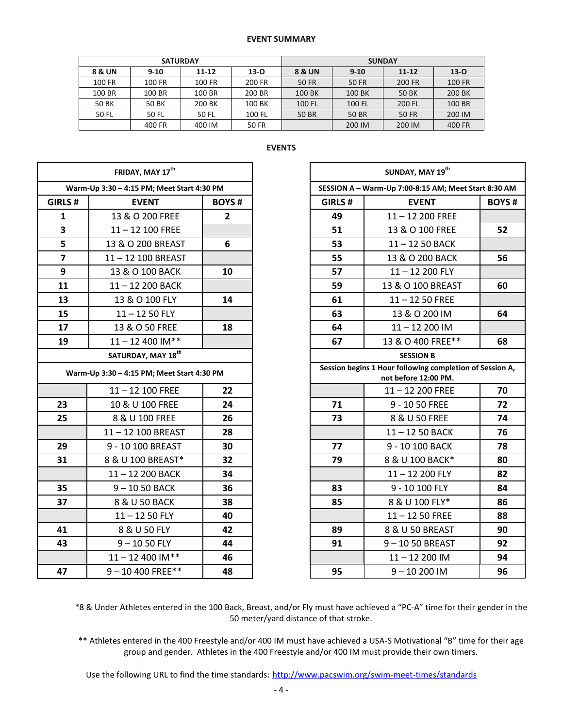**EVENT SUMMARY**

| SATURDAY | | | | SUNDAY | | | |
|---|---|---|---|---|---|---|---|
| 8 & UN | 9-10 | 11-12 | 13-O | 8 & UN | 9-10 | 11-12 | 13-O |
| 100 FR | 100 FR | 100 FR | 200 FR | 50 FR | 50 FR | 200 FR | 100 FR |
| 100 BR | 100 BR | 100 BR | 200 BR | 100 BK | 100 BK | 50 BK | 200 BK |
| 50 BK | 50 BK | 200 BK | 100 BK | 100 FL | 100 FL | 200 FL | 100 BR |
| 50 FL | 50 FL | 50 FL | 100 FL | 50 BR | 50 BR | 50 FR | 200 IM |
| | 400 FR | 400 IM | 50 FR | | 200 IM | 200 IM | 400 FR |

**EVENTS**

| FRIDAY, MAY 17th | | |
|---|---|---|
| Warm-Up 3:30 – 4:15 PM; Meet Start 4:30 PM | | |
| **GIRLS #** | **EVENT** | **BOYS #** |
| 1 | 13 & O 200 FREE | 2 |
| 3 | 11 – 12 100 FREE | |
| 5 | 13 & O 200 BREAST | 6 |
| 7 | 11 – 12 100 BREAST | |
| 9 | 13 & O 100 BACK | 10 |
| 11 | 11 – 12 200 BACK | |
| 13 | 13 & O 100 FLY | 14 |
| 15 | 11 – 12 50 FLY | |
| 17 | 13 & O 50 FREE | 18 |
| 19 | 11 – 12 400 IM** | |
| **SATURDAY, MAY 18th** | | |
| Warm-Up 3:30 – 4:15 PM; Meet Start 4:30 PM | | |
| | 11 – 12 100 FREE | 22 |
| 23 | 10 & U 100 FREE | 24 |
| 25 | 8 & U 100 FREE | 26 |
| | 11 – 12 100 BREAST | 28 |
| 29 | 9 - 10 100 BREAST | 30 |
| 31 | 8 & U 100 BREAST* | 32 |
| | 11 – 12 200 BACK | 34 |
| 35 | 9 – 10 50 BACK | 36 |
| 37 | 8 & U 50 BACK | 38 |
| | 11 – 12 50 FLY | 40 |
| 41 | 8 & U 50 FLY | 42 |
| 43 | 9 – 10 50 FLY | 44 |
| | 11 – 12 400 IM** | 46 |
| 47 | 9 – 10 400 FREE** | 48 |

| SUNDAY, MAY 19th | | |
|---|---|---|
| SESSION A – Warm-Up 7:00-8:15 AM; Meet Start 8:30 AM | | |
| **GIRLS #** | **EVENT** | **BOYS #** |
| 49 | 11 – 12 200 FREE | |
| 51 | 13 & O 100 FREE | 52 |
| 53 | 11 – 12 50 BACK | |
| 55 | 13 & O 200 BACK | 56 |
| 57 | 11 – 12 200 FLY | |
| 59 | 13 & O 100 BREAST | 60 |
| 61 | 11 – 12 50 FREE | |
| 63 | 13 & O 200 IM | 64 |
| 64 | 11 – 12 200 IM | |
| 67 | 13 & O 400 FREE** | 68 |
| **SESSION B** | | |
| Session begins 1 Hour following completion of Session A, not before 12:00 PM. | | |
| | 11 – 12 200 FREE | 70 |
| 71 | 9 - 10 50 FREE | 72 |
| 73 | 8 & U 50 FREE | 74 |
| | 11 – 12 50 BACK | 76 |
| 77 | 9 - 10 100 BACK | 78 |
| 79 | 8 & U 100 BACK* | 80 |
| | 11 – 12 200 FLY | 82 |
| 83 | 9 - 10 100 FLY | 84 |
| 85 | 8 & U 100 FLY* | 86 |
| | 11 – 12 50 FREE | 88 |
| 89 | 8 & U 50 BREAST | 90 |
| 91 | 9 – 10 50 BREAST | 92 |
| | 11 – 12 200 IM | 94 |
| 95 | 9 – 10 200 IM | 96 |

*8 & Under Athletes entered in the 100 Back, Breast, and/or Fly must have achieved a "PC-A" time for their gender in the 50 meter/yard distance of that stroke.

** Athletes entered in the 400 Freestyle and/or 400 IM must have achieved a USA-S Motivational "B" time for their age group and gender. Athletes in the 400 Freestyle and/or 400 IM must provide their own timers.

Use the following URL to find the time standards: http://www.pacswim.org/swim-meet-times/standards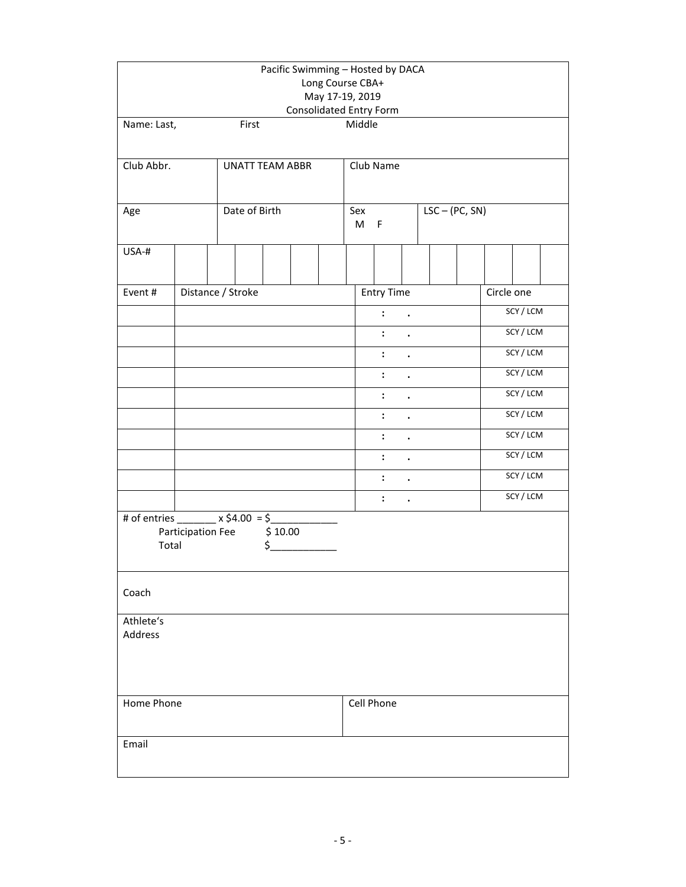Pacific Swimming – Hosted by DACA
Long Course CBA+
May 17-19, 2019
Consolidated Entry Form

| Name: Last, | First | Middle |
|---|---|---|
| | | |

| Club Abbr. | UNATT TEAM ABBR | Club Name |
|---|---|---|
| | | |

| Age | Date of Birth | Sex M F | LSC – (PC, SN) |
|---|---|---|---|
| | | | |

| USA-# | | | | | | | | | | | | | | |
|---|---|---|---|---|---|---|---|---|---|---|---|---|---|---|

| Event # | Distance / Stroke | Entry Time | Circle one |
|---|---|---|---|
| | | : . | SCY / LCM |
| | | : . | SCY / LCM |
| | | : . | SCY / LCM |
| | | : . | SCY / LCM |
| | | : . | SCY / LCM |
| | | : . | SCY / LCM |
| | | : . | SCY / LCM |
| | | : . | SCY / LCM |
| | | : . | SCY / LCM |
| | | : . | SCY / LCM |

# of entries _______ x $4.00 = $____________
Participation Fee $ 10.00
Total $____________

Coach

Athlete's Address

| Home Phone | Cell Phone |
|---|---|
| | |

Email